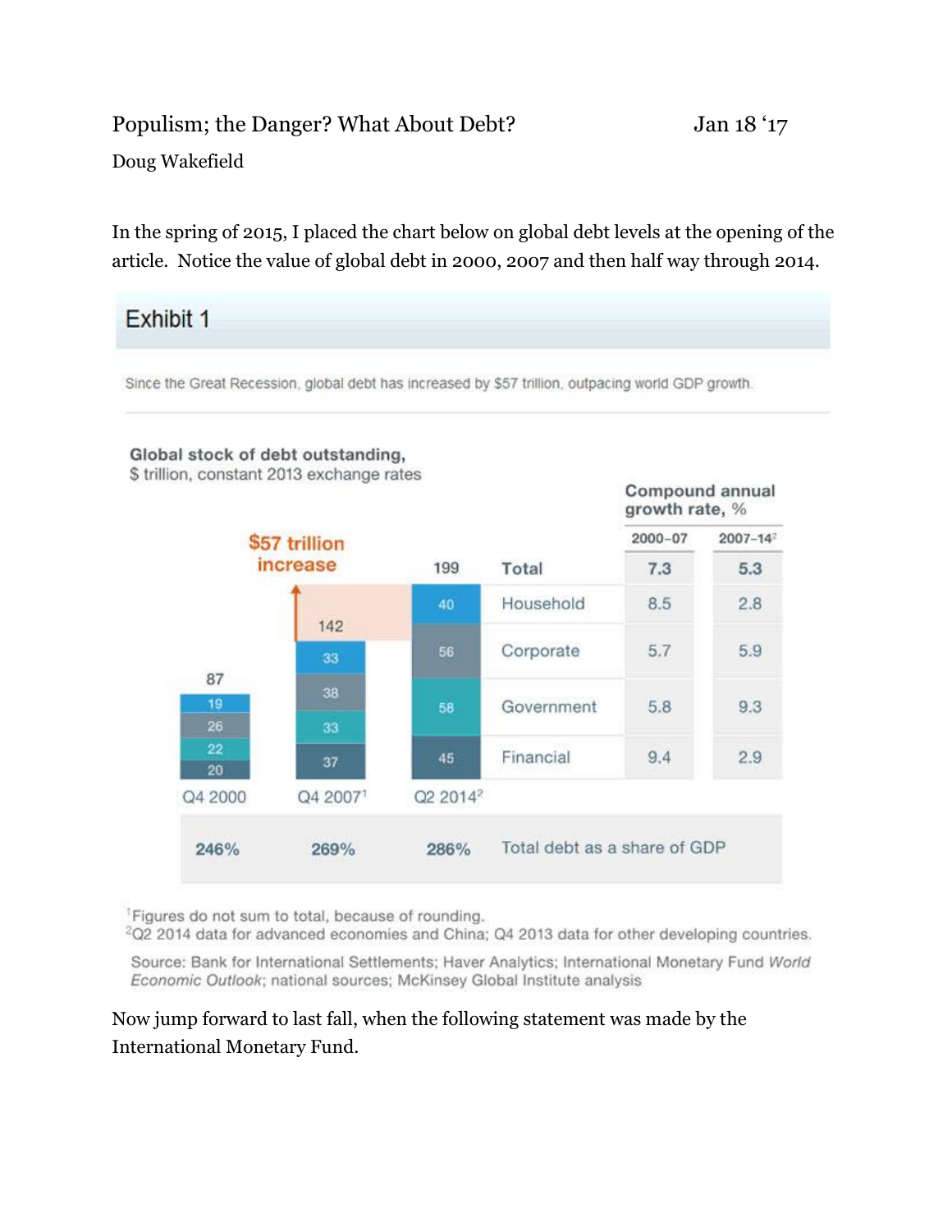Populism; the Danger? What About Debt? Jan 18 '17

Doug Wakefield

In the spring of 2015, I placed the chart below on global debt levels at the opening of the article. Notice the value of global debt in 2000, 2007 and then half way through 2014.

## Exhibit 1

Since the Great Recession, global debt has increased by $57 trillion, outpacing world GDP growth.

**Global stock of debt outstanding,**
$ trillion, constant 2013 exchange rates

$57 trillion increase

| | Q4 2000 | Q4 2007[1] | Q2 2014[2] | Compound annual growth rate, % 2000–07 | Compound annual growth rate, % 2007–14[2] |
|---|---|---|---|---|---|
| Total | 87 | 142 | 199 | 7.3 | 5.3 |
| Household | 19 | 33 | 40 | 8.5 | 2.8 |
| Corporate | 26 | 38 | 56 | 5.7 | 5.9 |
| Government | 22 | 33 | 58 | 5.8 | 9.3 |
| Financial | 20 | 37 | 45 | 9.4 | 2.9 |
| Total debt as a share of GDP | 246% | 269% | 286% | | |

[1]Figures do not sum to total, because of rounding.
[2]Q2 2014 data for advanced economies and China; Q4 2013 data for other developing countries.

Source: Bank for International Settlements; Haver Analytics; International Monetary Fund *World Economic Outlook*; national sources; McKinsey Global Institute analysis

Now jump forward to last fall, when the following statement was made by the International Monetary Fund.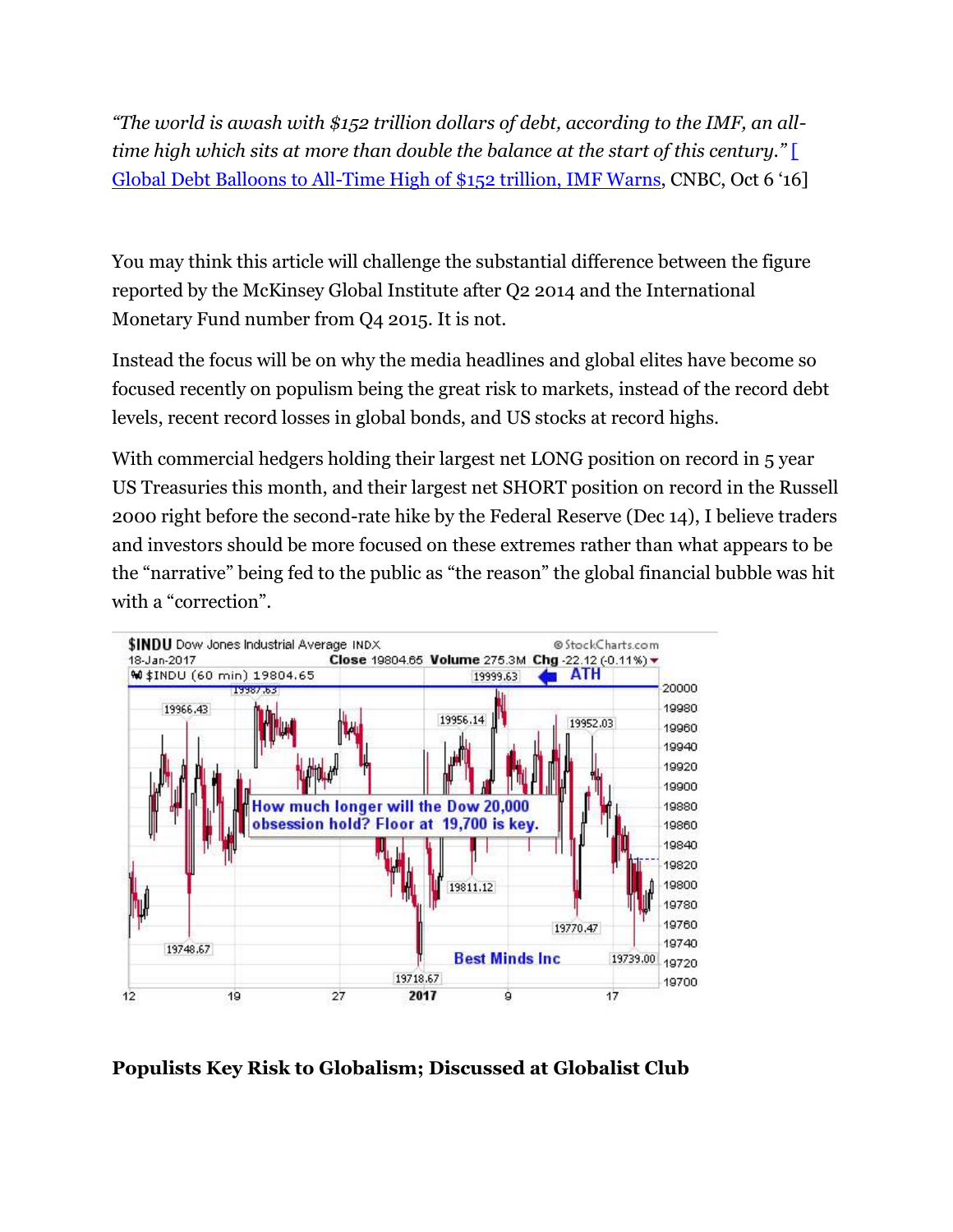*"The world is awash with $152 trillion dollars of debt, according to the IMF, an all-time high which sits at more than double the balance at the start of this century."* [ Global Debt Balloons to All-Time High of $152 trillion, IMF Warns, CNBC, Oct 6 '16]

You may think this article will challenge the substantial difference between the figure reported by the McKinsey Global Institute after Q2 2014 and the International Monetary Fund number from Q4 2015. It is not.

Instead the focus will be on why the media headlines and global elites have become so focused recently on populism being the great risk to markets, instead of the record debt levels, recent record losses in global bonds, and US stocks at record highs.

With commercial hedgers holding their largest net LONG position on record in 5 year US Treasuries this month, and their largest net SHORT position on record in the Russell 2000 right before the second-rate hike by the Federal Reserve (Dec 14), I believe traders and investors should be more focused on these extremes rather than what appears to be the "narrative" being fed to the public as "the reason" the global financial bubble was hit with a "correction".

**Populists Key Risk to Globalism; Discussed at Globalist Club**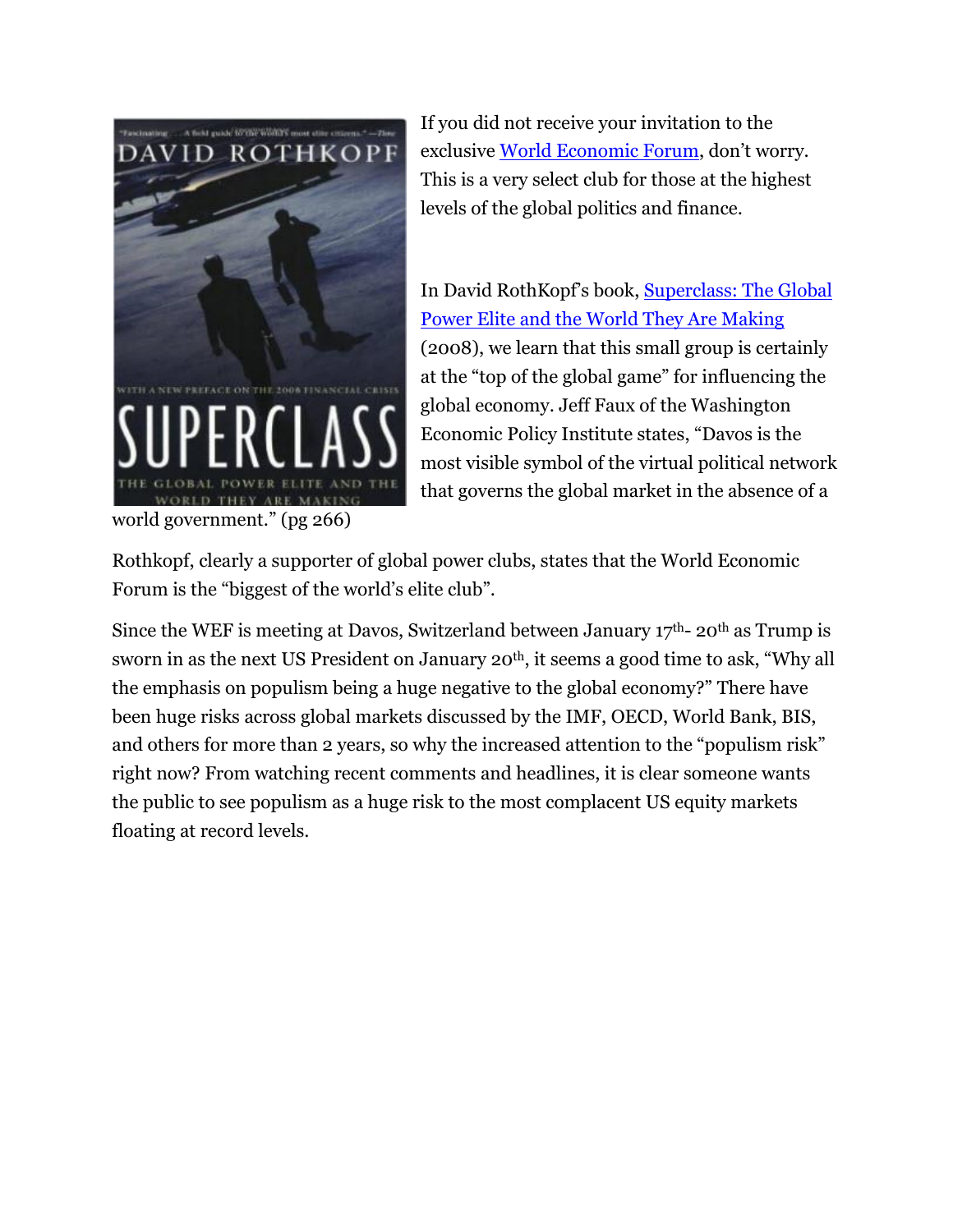If you did not receive your invitation to the exclusive [World Economic Forum](), don't worry. This is a very select club for those at the highest levels of the global politics and finance.

In David RothKopf's book, [Superclass: The Global Power Elite and the World They Are Making]() (2008), we learn that this small group is certainly at the "top of the global game" for influencing the global economy. Jeff Faux of the Washington Economic Policy Institute states, "Davos is the most visible symbol of the virtual political network that governs the global market in the absence of a world government." (pg 266)

Rothkopf, clearly a supporter of global power clubs, states that the World Economic Forum is the "biggest of the world's elite club".

Since the WEF is meeting at Davos, Switzerland between January 17th- 20th as Trump is sworn in as the next US President on January 20th, it seems a good time to ask, "Why all the emphasis on populism being a huge negative to the global economy?" There have been huge risks across global markets discussed by the IMF, OECD, World Bank, BIS, and others for more than 2 years, so why the increased attention to the "populism risk" right now? From watching recent comments and headlines, it is clear someone wants the public to see populism as a huge risk to the most complacent US equity markets floating at record levels.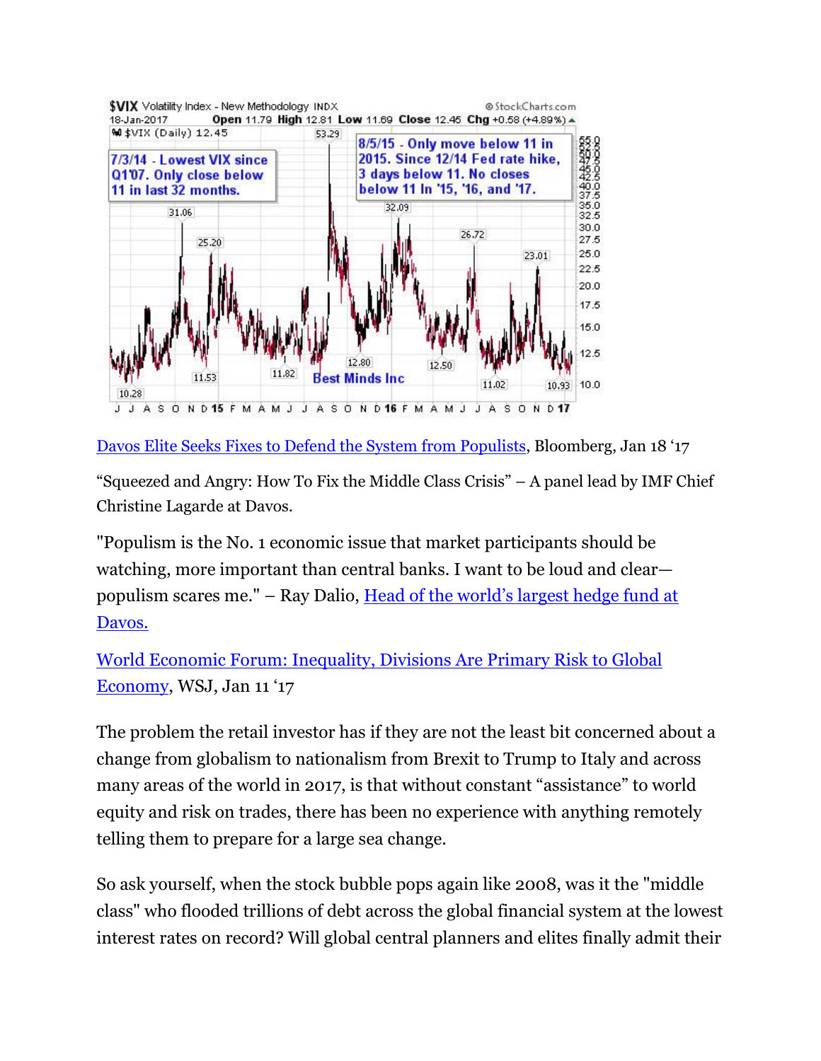$VIX Volatility Index - New Methodology INDX
18-Jan-2017 Open 11.79 High 12.81 Low 11.69 Close 12.45 Chg +0.58 (+4.89%)
$VIX (Daily) 12.45

7/3/14 - Lowest VIX since Q1'07. Only close below 11 in last 32 months.

8/5/15 - Only move below 11 in 2015. Since 12/14 Fed rate hike, 3 days below 11. No closes below 11 In '15, '16, and '17.

Best Minds Inc

[Davos Elite Seeks Fixes to Defend the System from Populists](), Bloomberg, Jan 18 '17

"Squeezed and Angry: How To Fix the Middle Class Crisis" – A panel lead by IMF Chief Christine Lagarde at Davos.

"Populism is the No. 1 economic issue that market participants should be watching, more important than central banks. I want to be loud and clear—populism scares me." – Ray Dalio, [Head of the world's largest hedge fund at Davos.]()

[World Economic Forum: Inequality, Divisions Are Primary Risk to Global Economy](), WSJ, Jan 11 '17

The problem the retail investor has if they are not the least bit concerned about a change from globalism to nationalism from Brexit to Trump to Italy and across many areas of the world in 2017, is that without constant "assistance" to world equity and risk on trades, there has been no experience with anything remotely telling them to prepare for a large sea change.

So ask yourself, when the stock bubble pops again like 2008, was it the "middle class" who flooded trillions of debt across the global financial system at the lowest interest rates on record? Will global central planners and elites finally admit their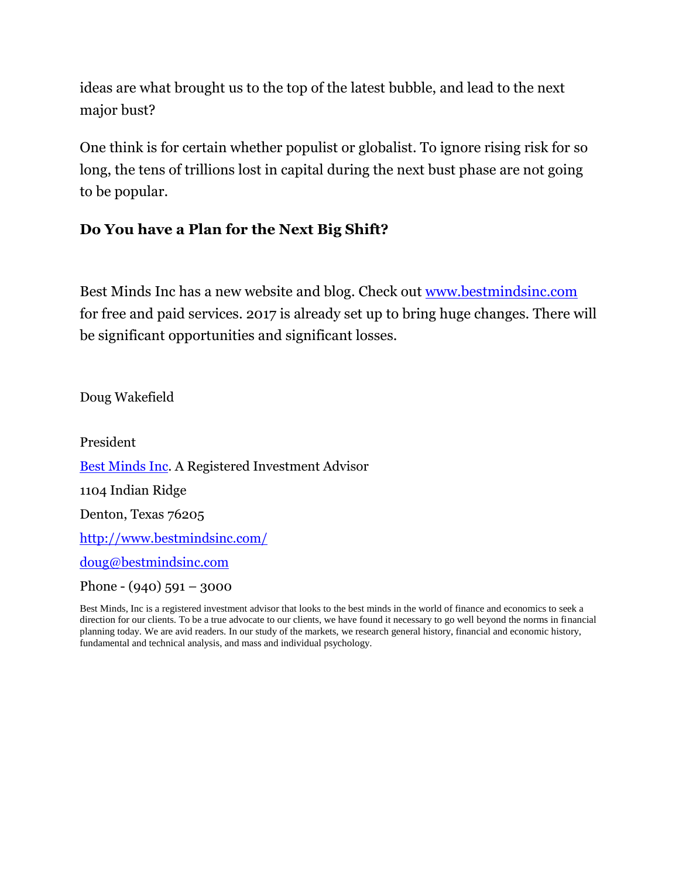ideas are what brought us to the top of the latest bubble, and lead to the next major bust?

One think is for certain whether populist or globalist. To ignore rising risk for so long, the tens of trillions lost in capital during the next bust phase are not going to be popular.

**Do You have a Plan for the Next Big Shift?**

Best Minds Inc has a new website and blog. Check out [www.bestmindsinc.com](http://www.bestmindsinc.com) for free and paid services. 2017 is already set up to bring huge changes. There will be significant opportunities and significant losses.

Doug Wakefield

President

[Best Minds Inc](http://www.bestmindsinc.com/). A Registered Investment Advisor

1104 Indian Ridge

Denton, Texas 76205

[http://www.bestmindsinc.com/](http://www.bestmindsinc.com/)

[doug@bestmindsinc.com](mailto:doug@bestmindsinc.com)

Phone - (940) 591 – 3000

Best Minds, Inc is a registered investment advisor that looks to the best minds in the world of finance and economics to seek a direction for our clients. To be a true advocate to our clients, we have found it necessary to go well beyond the norms in financial planning today. We are avid readers. In our study of the markets, we research general history, financial and economic history, fundamental and technical analysis, and mass and individual psychology.